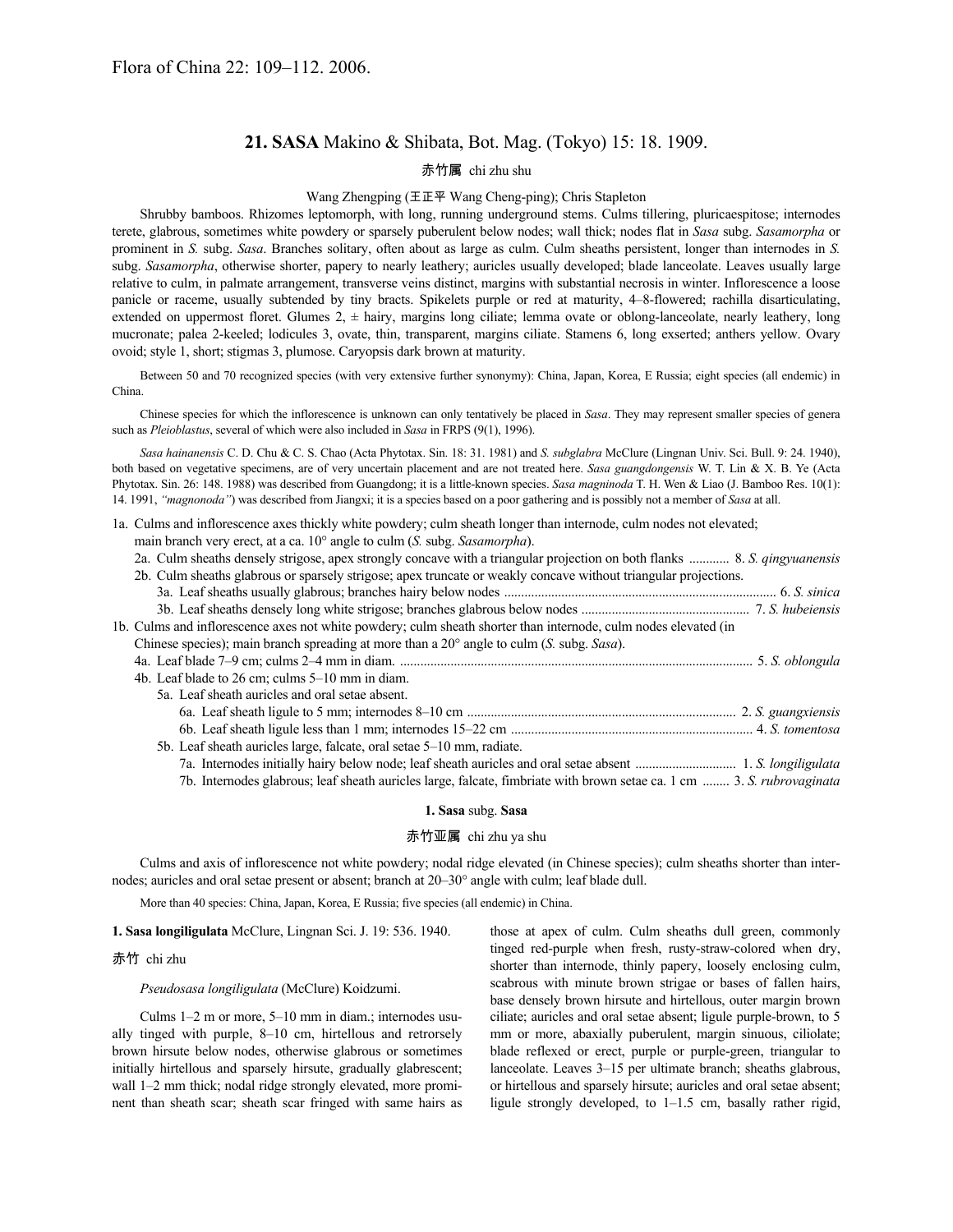Flora of China 22: 109–112. 2006.

## 21. **SASA** Makino & Shibata, Bot. Mag. (Tokyo) 15: 18. 1909.

赤竹属 chi zhu shu

Wang Zhengping (王正平 Wang Cheng-ping); Chris Stapleton

Shrubby bamboos. Rhizomes leptomorph, with long, running underground stems. Culms tillering, pluricaespitose; internodes terete, glabrous, sometimes white powdery or sparsely puberulent below nodes; wall thick; nodes flat in *Sasa* subg. *Sasamorpha* or prominent in *S.* subg. *Sasa*. Branches solitary, often about as large as culm. Culm sheaths persistent, longer than internodes in *S.* subg. *Sasamorpha*, otherwise shorter, papery to nearly leathery; auricles usually developed; blade lanceolate. Leaves usually large relative to culm, in palmate arrangement, transverse veins distinct, margins with substantial necrosis in winter. Inflorescence a loose panicle or raceme, usually subtended by tiny bracts. Spikelets purple or red at maturity, 4–8-flowered; rachilla disarticulating, extended on uppermost floret. Glumes 2, ± hairy, margins long ciliate; lemma ovate or oblong-lanceolate, nearly leathery, long mucronate; palea 2-keeled; lodicules 3, ovate, thin, transparent, margins ciliate. Stamens 6, long exserted; anthers yellow. Ovary ovoid; style 1, short; stigmas 3, plumose. Caryopsis dark brown at maturity.

Between 50 and 70 recognized species (with very extensive further synonymy): China, Japan, Korea, E Russia; eight species (all endemic) in China.

Chinese species for which the inflorescence is unknown can only tentatively be placed in *Sasa*. They may represent smaller species of genera such as *Pleioblastus*, several of which were also included in *Sasa* in FRPS (9(1), 1996).

*Sasa hainanensis* C. D. Chu & C. S. Chao (Acta Phytotax. Sin. 18: 31. 1981) and *S. subglabra* McClure (Lingnan Univ. Sci. Bull. 9: 24. 1940), both based on vegetative specimens, are of very uncertain placement and are not treated here. *Sasa guangdongensis* W. T. Lin & X. B. Ye (Acta Phytotax. Sin. 26: 148. 1988) was described from Guangdong; it is a little-known species. *Sasa magninoda* T. H. Wen & Liao (J. Bamboo Res. 10(1): 14. 1991, *"magnonoda"*) was described from Jiangxi; it is a species based on a poor gathering and is possibly not a member of *Sasa* at all.

1a. Culms and inflorescence axes thickly white powdery; culm sheath longer than internode, culm nodes not elevated; main branch very erect, at a ca. 10° angle to culm (*S.* subg. *Sasamorpha*).
  2a. Culm sheaths densely strigose, apex strongly concave with a triangular projection on both flanks ............ 8. *S. qingyuanensis*
  2b. Culm sheaths glabrous or sparsely strigose; apex truncate or weakly concave without triangular projections.
    3a. Leaf sheaths usually glabrous; branches hairy below nodes ............ 6. *S. sinica*
    3b. Leaf sheaths densely long white strigose; branches glabrous below nodes ............ 7. *S. hubeiensis*
1b. Culms and inflorescence axes not white powdery; culm sheath shorter than internode, culm nodes elevated (in Chinese species); main branch spreading at more than a 20° angle to culm (*S.* subg. *Sasa*).
  4a. Leaf blade 7–9 cm; culms 2–4 mm in diam. ............ 5. *S. oblongula*
  4b. Leaf blade to 26 cm; culms 5–10 mm in diam.
    5a. Leaf sheath auricles and oral setae absent.
      6a. Leaf sheath ligule to 5 mm; internodes 8–10 cm ............ 2. *S. guangxiensis*
      6b. Leaf sheath ligule less than 1 mm; internodes 15–22 cm ............ 4. *S. tomentosa*
    5b. Leaf sheath auricles large, falcate, oral setae 5–10 mm, radiate.
      7a. Internodes initially hairy below node; leaf sheath auricles and oral setae absent ............ 1. *S. longiligulata*
      7b. Internodes glabrous; leaf sheath auricles large, falcate, fimbriate with brown setae ca. 1 cm ............ 3. *S. rubrovaginata*

### 1. **Sasa** subg. **Sasa**

赤竹亚属 chi zhu ya shu

Culms and axis of inflorescence not white powdery; nodal ridge elevated (in Chinese species); culm sheaths shorter than internodes; auricles and oral setae present or absent; branch at 20–30° angle with culm; leaf blade dull.

More than 40 species: China, Japan, Korea, E Russia; five species (all endemic) in China.

**1. Sasa longiligulata** McClure, Lingnan Sci. J. 19: 536. 1940.

赤竹 chi zhu

*Pseudosasa longiligulata* (McClure) Koidzumi.

Culms 1–2 m or more, 5–10 mm in diam.; internodes usually tinged with purple, 8–10 cm, hirtellous and retrorsely brown hirsute below nodes, otherwise glabrous or sometimes initially hirtellous and sparsely hirsute, gradually glabrescent; wall 1–2 mm thick; nodal ridge strongly elevated, more prominent than sheath scar; sheath scar fringed with same hairs as those at apex of culm. Culm sheaths dull green, commonly tinged red-purple when fresh, rusty-straw-colored when dry, shorter than internode, thinly papery, loosely enclosing culm, scabrous with minute brown strigae or bases of fallen hairs, base densely brown hirsute and hirtellous, outer margin brown ciliate; auricles and oral setae absent; ligule purple-brown, to 5 mm or more, abaxially puberulent, margin sinuous, ciliolate; blade reflexed or erect, purple or purple-green, triangular to lanceolate. Leaves 3–15 per ultimate branch; sheaths glabrous, or hirtellous and sparsely hirsute; auricles and oral setae absent; ligule strongly developed, to 1–1.5 cm, basally rather rigid,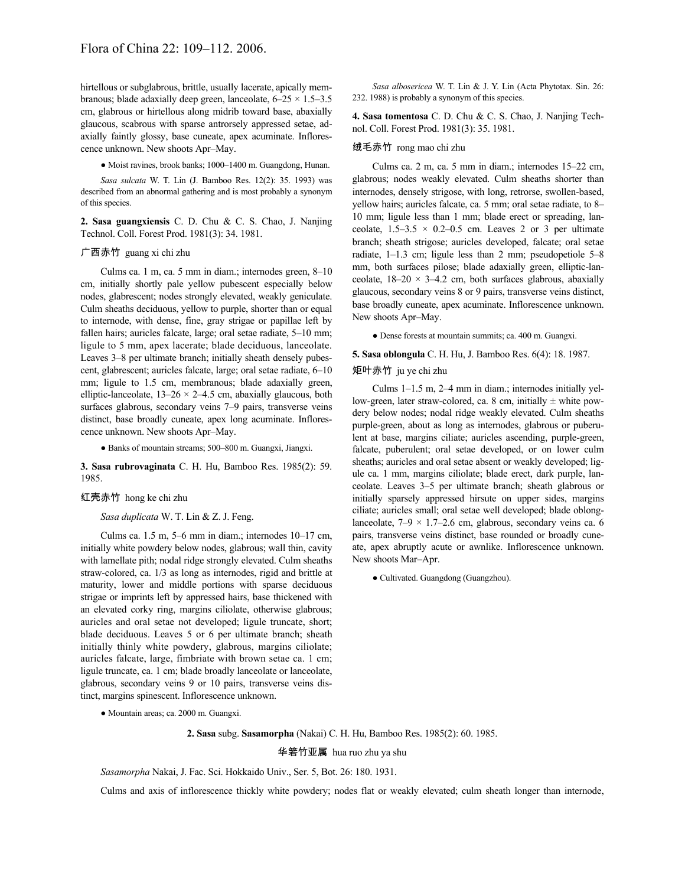hirtellous or subglabrous, brittle, usually lacerate, apically membranous; blade adaxially deep green, lanceolate, 6–25 × 1.5–3.5 cm, glabrous or hirtellous along midrib toward base, abaxially glaucous, scabrous with sparse antrorsely appressed setae, adaxially faintly glossy, base cuneate, apex acuminate. Inflorescence unknown. New shoots Apr–May.

● Moist ravines, brook banks; 1000–1400 m. Guangdong, Hunan.

*Sasa sulcata* W. T. Lin (J. Bamboo Res. 12(2): 35. 1993) was described from an abnormal gathering and is most probably a synonym of this species.

**2. Sasa guangxiensis** C. D. Chu & C. S. Chao, J. Nanjing Technol. Coll. Forest Prod. 1981(3): 34. 1981.

广西赤竹 guang xi chi zhu

Culms ca. 1 m, ca. 5 mm in diam.; internodes green, 8–10 cm, initially shortly pale yellow pubescent especially below nodes, glabrescent; nodes strongly elevated, weakly geniculate. Culm sheaths deciduous, yellow to purple, shorter than or equal to internode, with dense, fine, gray strigae or papillae left by fallen hairs; auricles falcate, large; oral setae radiate, 5–10 mm; ligule to 5 mm, apex lacerate; blade deciduous, lanceolate. Leaves 3–8 per ultimate branch; initially sheath densely pubescent, glabrescent; auricles falcate, large; oral setae radiate, 6–10 mm; ligule to 1.5 cm, membranous; blade adaxially green, elliptic-lanceolate, 13–26 × 2–4.5 cm, abaxially glaucous, both surfaces glabrous, secondary veins 7–9 pairs, transverse veins distinct, base broadly cuneate, apex long acuminate. Inflorescence unknown. New shoots Apr–May.

● Banks of mountain streams; 500–800 m. Guangxi, Jiangxi.

**3. Sasa rubrovaginata** C. H. Hu, Bamboo Res. 1985(2): 59. 1985.

红壳赤竹 hong ke chi zhu

*Sasa duplicata* W. T. Lin & Z. J. Feng.

Culms ca. 1.5 m, 5–6 mm in diam.; internodes 10–17 cm, initially white powdery below nodes, glabrous; wall thin, cavity with lamellate pith; nodal ridge strongly elevated. Culm sheaths straw-colored, ca. 1/3 as long as internodes, rigid and brittle at maturity, lower and middle portions with sparse deciduous strigae or imprints left by appressed hairs, base thickened with an elevated corky ring, margins ciliolate, otherwise glabrous; auricles and oral setae not developed; ligule truncate, short; blade deciduous. Leaves 5 or 6 per ultimate branch; sheath initially thinly white powdery, glabrous, margins ciliolate; auricles falcate, large, fimbriate with brown setae ca. 1 cm; ligule truncate, ca. 1 cm; blade broadly lanceolate or lanceolate, glabrous, secondary veins 9 or 10 pairs, transverse veins distinct, margins spinescent. Inflorescence unknown.

● Mountain areas; ca. 2000 m. Guangxi.

*Sasa alboseri­cea* W. T. Lin & J. Y. Lin (Acta Phytotax. Sin. 26: 232. 1988) is probably a synonym of this species.

**4. Sasa tomentosa** C. D. Chu & C. S. Chao, J. Nanjing Technol. Coll. Forest Prod. 1981(3): 35. 1981.

绒毛赤竹 rong mao chi zhu

Culms ca. 2 m, ca. 5 mm in diam.; internodes 15–22 cm, glabrous; nodes weakly elevated. Culm sheaths shorter than internodes, densely strigose, with long, retrorse, swollen-based, yellow hairs; auricles falcate, ca. 5 mm; oral setae radiate, to 8–10 mm; ligule less than 1 mm; blade erect or spreading, lanceolate, 1.5–3.5 × 0.2–0.5 cm. Leaves 2 or 3 per ultimate branch; sheath strigose; auricles developed, falcate; oral setae radiate, 1–1.3 cm; ligule less than 2 mm; pseudopetiole 5–8 mm, both surfaces pilose; blade adaxially green, elliptic-lanceolate, 18–20 × 3–4.2 cm, both surfaces glabrous, abaxially glaucous, secondary veins 8 or 9 pairs, transverse veins distinct, base broadly cuneate, apex acuminate. Inflorescence unknown. New shoots Apr–May.

● Dense forests at mountain summits; ca. 400 m. Guangxi.

**5. Sasa oblongula** C. H. Hu, J. Bamboo Res. 6(4): 18. 1987.

矩叶赤竹 ju ye chi zhu

Culms 1–1.5 m, 2–4 mm in diam.; internodes initially yellow-green, later straw-colored, ca. 8 cm, initially ± white powdery below nodes; nodal ridge weakly elevated. Culm sheaths purple-green, about as long as internodes, glabrous or puberulent at base, margins ciliate; auricles ascending, purple-green, falcate, puberulent; oral setae developed, or on lower culm sheaths; auricles and oral setae absent or weakly developed; ligule ca. 1 mm, margins ciliolate; blade erect, dark purple, lanceolate. Leaves 3–5 per ultimate branch; sheath glabrous or initially sparsely appressed hirsute on upper sides, margins ciliate; auricles small; oral setae well developed; blade oblong-lanceolate, 7–9 × 1.7–2.6 cm, glabrous, secondary veins ca. 6 pairs, transverse veins distinct, base rounded or broadly cuneate, apex abruptly acute or awnlike. Inflorescence unknown. New shoots Mar–Apr.

● Cultivated. Guangdong (Guangzhou).

**2. Sasa** subg. **Sasamorpha** (Nakai) C. H. Hu, Bamboo Res. 1985(2): 60. 1985.

华箬竹亚属 hua ruo zhu ya shu

*Sasamorpha* Nakai, J. Fac. Sci. Hokkaido Univ., Ser. 5, Bot. 26: 180. 1931.

Culms and axis of inflorescence thickly white powdery; nodes flat or weakly elevated; culm sheath longer than internode,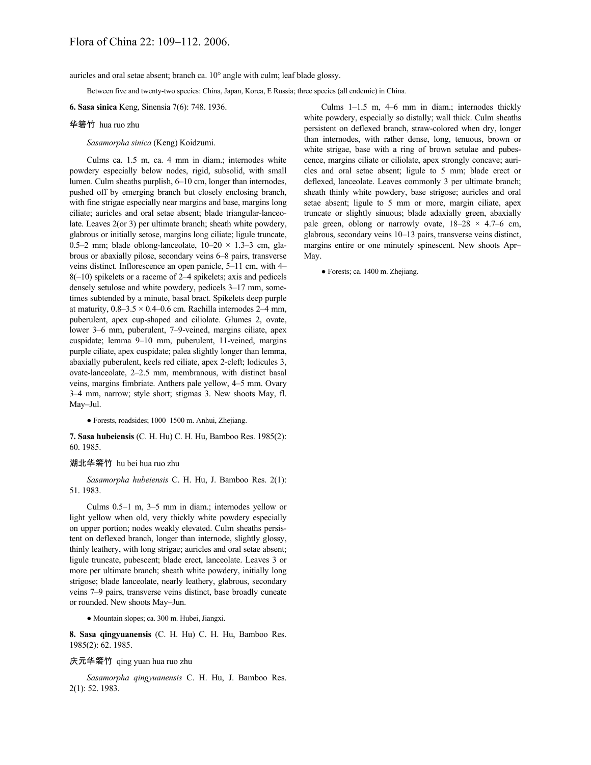auricles and oral setae absent; branch ca. 10° angle with culm; leaf blade glossy.

Between five and twenty-two species: China, Japan, Korea, E Russia; three species (all endemic) in China.

**6. Sasa sinica** Keng, Sinensia 7(6): 748. 1936.

华箬竹 hua ruo zhu

*Sasamorpha sinica* (Keng) Koidzumi.

Culms ca. 1.5 m, ca. 4 mm in diam.; internodes white powdery especially below nodes, rigid, subsolid, with small lumen. Culm sheaths purplish, 6–10 cm, longer than internodes, pushed off by emerging branch but closely enclosing branch, with fine strigae especially near margins and base, margins long ciliate; auricles and oral setae absent; blade triangular-lanceolate. Leaves 2(or 3) per ultimate branch; sheath white powdery, glabrous or initially setose, margins long ciliate; ligule truncate, 0.5–2 mm; blade oblong-lanceolate, 10–20 × 1.3–3 cm, glabrous or abaxially pilose, secondary veins 6–8 pairs, transverse veins distinct. Inflorescence an open panicle, 5–11 cm, with 4–8(–10) spikelets or a raceme of 2–4 spikelets; axis and pedicels densely setulose and white powdery, pedicels 3–17 mm, sometimes subtended by a minute, basal bract. Spikelets deep purple at maturity, 0.8–3.5 × 0.4–0.6 cm. Rachilla internodes 2–4 mm, puberulent, apex cup-shaped and ciliolate. Glumes 2, ovate, lower 3–6 mm, puberulent, 7–9-veined, margins ciliate, apex cuspidate; lemma 9–10 mm, puberulent, 11-veined, margins purple ciliate, apex cuspidate; palea slightly longer than lemma, abaxially puberulent, keels red ciliate, apex 2-cleft; lodicules 3, ovate-lanceolate, 2–2.5 mm, membranous, with distinct basal veins, margins fimbriate. Anthers pale yellow, 4–5 mm. Ovary 3–4 mm, narrow; style short; stigmas 3. New shoots May, fl. May–Jul.

● Forests, roadsides; 1000–1500 m. Anhui, Zhejiang.

**7. Sasa hubeiensis** (C. H. Hu) C. H. Hu, Bamboo Res. 1985(2): 60. 1985.

湖北华箬竹 hu bei hua ruo zhu

*Sasamorpha hubeiensis* C. H. Hu, J. Bamboo Res. 2(1): 51. 1983.

Culms 0.5–1 m, 3–5 mm in diam.; internodes yellow or light yellow when old, very thickly white powdery especially on upper portion; nodes weakly elevated. Culm sheaths persistent on deflexed branch, longer than internode, slightly glossy, thinly leathery, with long strigae; auricles and oral setae absent; ligule truncate, pubescent; blade erect, lanceolate. Leaves 3 or more per ultimate branch; sheath white powdery, initially long strigose; blade lanceolate, nearly leathery, glabrous, secondary veins 7–9 pairs, transverse veins distinct, base broadly cuneate or rounded. New shoots May–Jun.

● Mountain slopes; ca. 300 m. Hubei, Jiangxi.

**8. Sasa qingyuanensis** (C. H. Hu) C. H. Hu, Bamboo Res. 1985(2): 62. 1985.

庆元华箬竹 qing yuan hua ruo zhu

*Sasamorpha qingyuanensis* C. H. Hu, J. Bamboo Res. 2(1): 52. 1983.

Culms 1–1.5 m, 4–6 mm in diam.; internodes thickly white powdery, especially so distally; wall thick. Culm sheaths persistent on deflexed branch, straw-colored when dry, longer than internodes, with rather dense, long, tenuous, brown or white strigae, base with a ring of brown setulae and pubescence, margins ciliate or ciliolate, apex strongly concave; auricles and oral setae absent; ligule to 5 mm; blade erect or deflexed, lanceolate. Leaves commonly 3 per ultimate branch; sheath thinly white powdery, base strigose; auricles and oral setae absent; ligule to 5 mm or more, margin ciliate, apex truncate or slightly sinuous; blade adaxially green, abaxially pale green, oblong or narrowly ovate, 18–28 × 4.7–6 cm, glabrous, secondary veins 10–13 pairs, transverse veins distinct, margins entire or one minutely spinescent. New shoots Apr–May.

● Forests; ca. 1400 m. Zhejiang.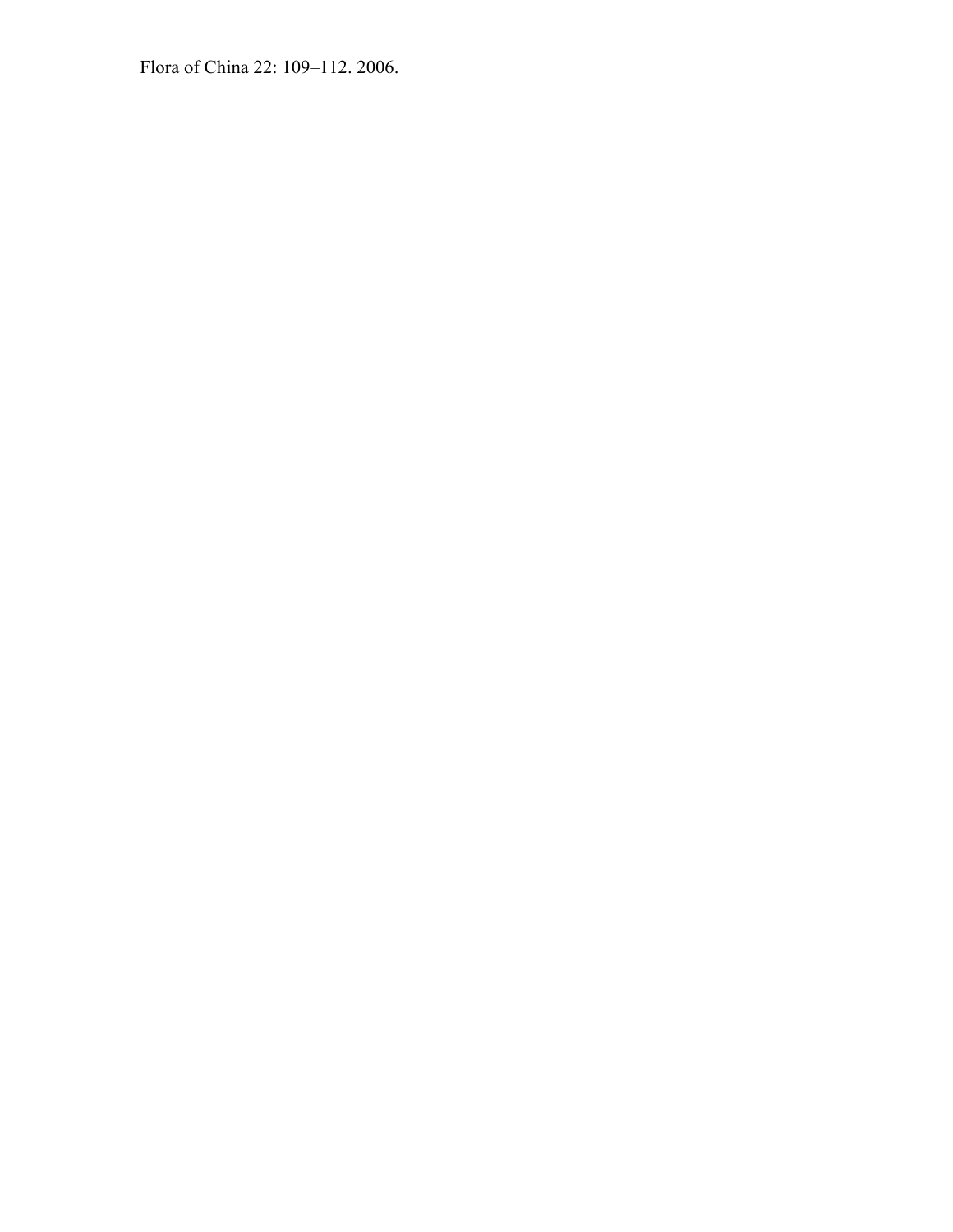Flora of China 22: 109–112. 2006.